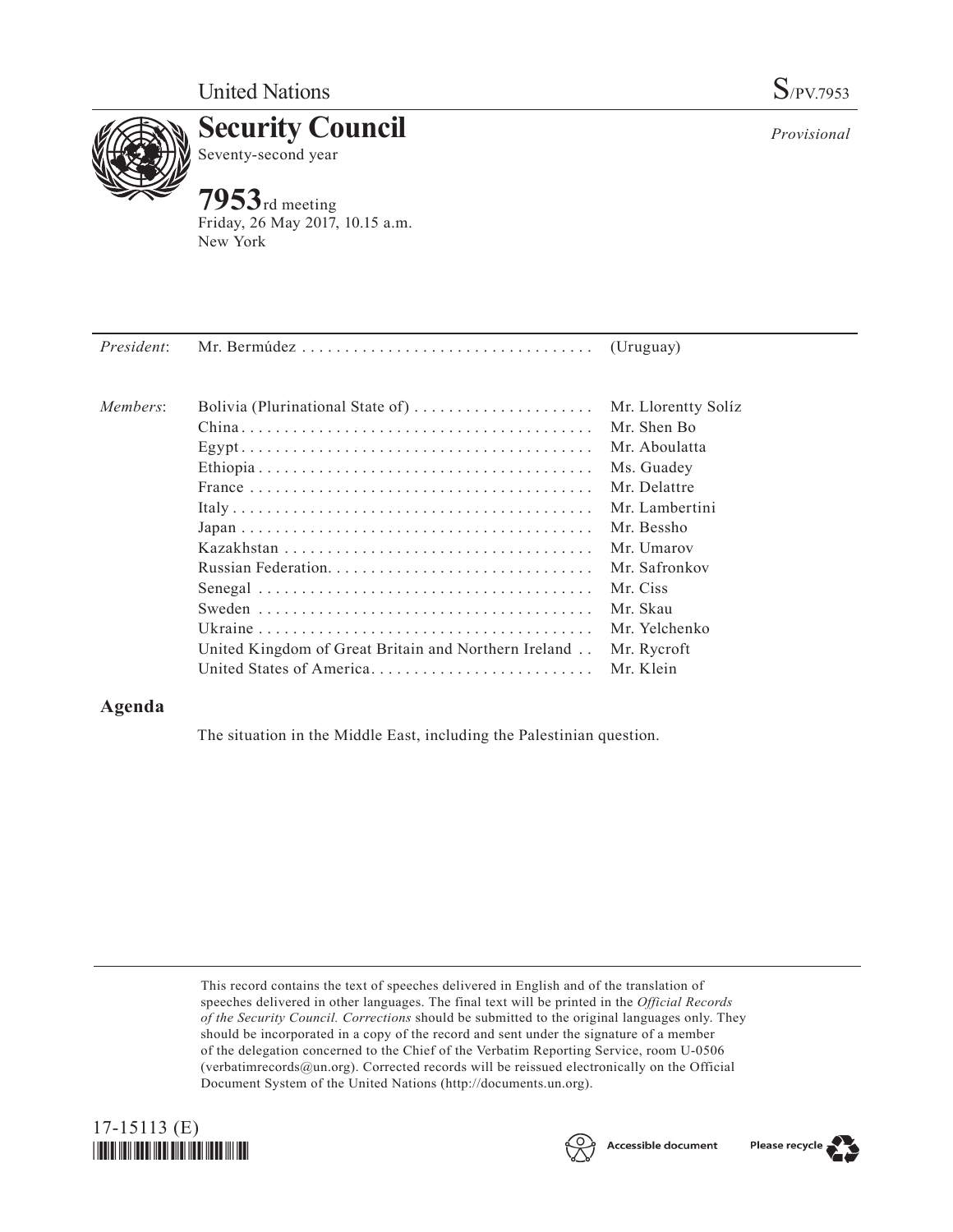United Nations

S/PV.7953

# Security Council

Seventy-second year

*Provisional*

**7953**rd meeting
Friday, 26 May 2017, 10.15 a.m.
New York

| | | |
|---|---|---|
| *President*: | Mr. Bermúdez | (Uruguay) |
| *Members*: | Bolivia (Plurinational State of) | Mr. Llorentty Solíz |
| | China | Mr. Shen Bo |
| | Egypt | Mr. Aboulatta |
| | Ethiopia | Ms. Guadey |
| | France | Mr. Delattre |
| | Italy | Mr. Lambertini |
| | Japan | Mr. Bessho |
| | Kazakhstan | Mr. Umarov |
| | Russian Federation | Mr. Safronkov |
| | Senegal | Mr. Ciss |
| | Sweden | Mr. Skau |
| | Ukraine | Mr. Yelchenko |
| | United Kingdom of Great Britain and Northern Ireland | Mr. Rycroft |
| | United States of America | Mr. Klein |

## Agenda

The situation in the Middle East, including the Palestinian question.

This record contains the text of speeches delivered in English and of the translation of speeches delivered in other languages. The final text will be printed in the *Official Records of the Security Council. Corrections* should be submitted to the original languages only. They should be incorporated in a copy of the record and sent under the signature of a member of the delegation concerned to the Chief of the Verbatim Reporting Service, room U-0506 (verbatimrecords@un.org). Corrected records will be reissued electronically on the Official Document System of the United Nations (http://documents.un.org).

17-15113 (E)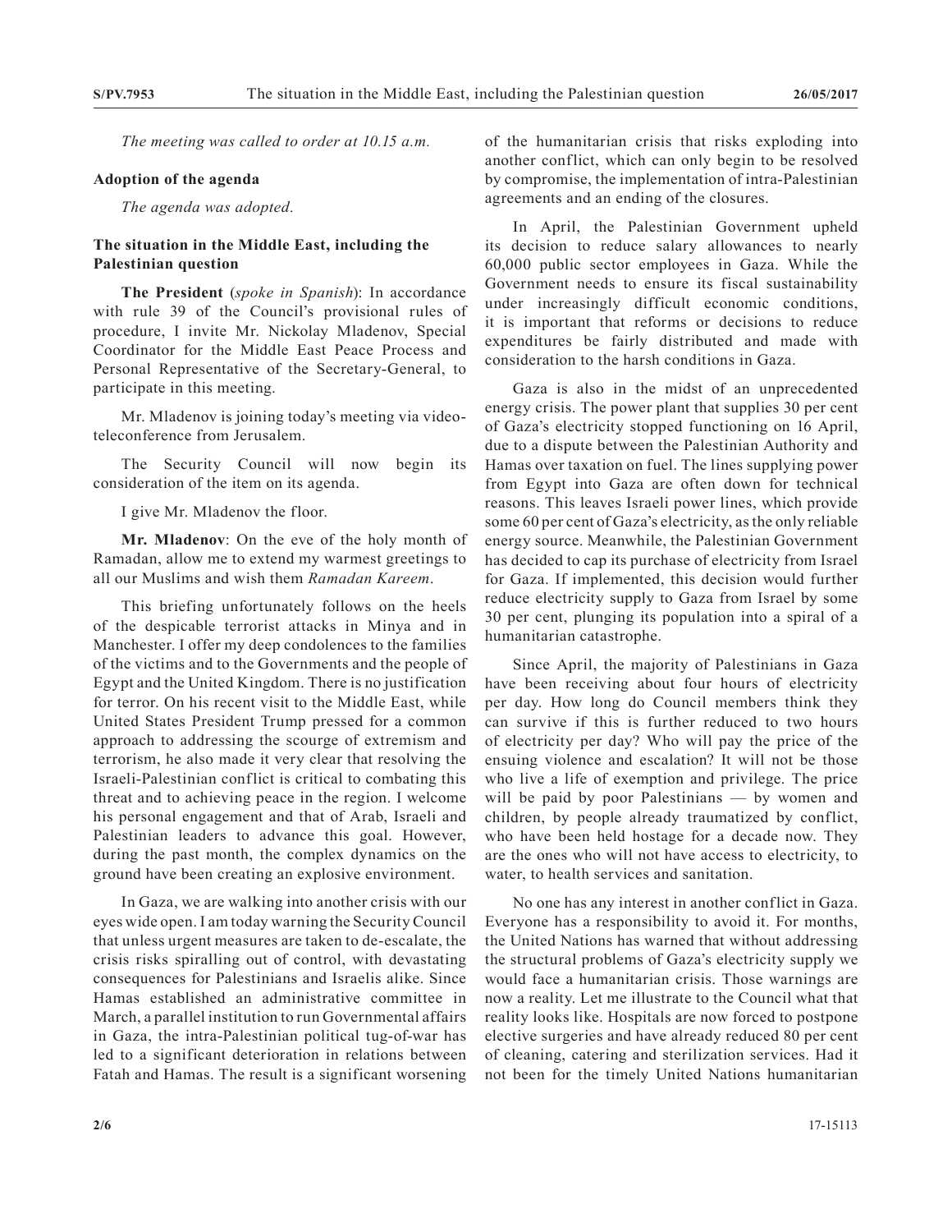*The meeting was called to order at 10.15 a.m.*

## Adoption of the agenda

*The agenda was adopted.*

## The situation in the Middle East, including the Palestinian question

**The President** (*spoke in Spanish*): In accordance with rule 39 of the Council's provisional rules of procedure, I invite Mr. Nickolay Mladenov, Special Coordinator for the Middle East Peace Process and Personal Representative of the Secretary-General, to participate in this meeting.

Mr. Mladenov is joining today's meeting via video-teleconference from Jerusalem.

The Security Council will now begin its consideration of the item on its agenda.

I give Mr. Mladenov the floor.

**Mr. Mladenov**: On the eve of the holy month of Ramadan, allow me to extend my warmest greetings to all our Muslims and wish them *Ramadan Kareem*.

This briefing unfortunately follows on the heels of the despicable terrorist attacks in Minya and in Manchester. I offer my deep condolences to the families of the victims and to the Governments and the people of Egypt and the United Kingdom. There is no justification for terror. On his recent visit to the Middle East, while United States President Trump pressed for a common approach to addressing the scourge of extremism and terrorism, he also made it very clear that resolving the Israeli-Palestinian conflict is critical to combating this threat and to achieving peace in the region. I welcome his personal engagement and that of Arab, Israeli and Palestinian leaders to advance this goal. However, during the past month, the complex dynamics on the ground have been creating an explosive environment.

In Gaza, we are walking into another crisis with our eyes wide open. I am today warning the Security Council that unless urgent measures are taken to de-escalate, the crisis risks spiralling out of control, with devastating consequences for Palestinians and Israelis alike. Since Hamas established an administrative committee in March, a parallel institution to run Governmental affairs in Gaza, the intra-Palestinian political tug-of-war has led to a significant deterioration in relations between Fatah and Hamas. The result is a significant worsening of the humanitarian crisis that risks exploding into another conflict, which can only begin to be resolved by compromise, the implementation of intra-Palestinian agreements and an ending of the closures.

In April, the Palestinian Government upheld its decision to reduce salary allowances to nearly 60,000 public sector employees in Gaza. While the Government needs to ensure its fiscal sustainability under increasingly difficult economic conditions, it is important that reforms or decisions to reduce expenditures be fairly distributed and made with consideration to the harsh conditions in Gaza.

Gaza is also in the midst of an unprecedented energy crisis. The power plant that supplies 30 per cent of Gaza's electricity stopped functioning on 16 April, due to a dispute between the Palestinian Authority and Hamas over taxation on fuel. The lines supplying power from Egypt into Gaza are often down for technical reasons. This leaves Israeli power lines, which provide some 60 per cent of Gaza's electricity, as the only reliable energy source. Meanwhile, the Palestinian Government has decided to cap its purchase of electricity from Israel for Gaza. If implemented, this decision would further reduce electricity supply to Gaza from Israel by some 30 per cent, plunging its population into a spiral of a humanitarian catastrophe.

Since April, the majority of Palestinians in Gaza have been receiving about four hours of electricity per day. How long do Council members think they can survive if this is further reduced to two hours of electricity per day? Who will pay the price of the ensuing violence and escalation? It will not be those who live a life of exemption and privilege. The price will be paid by poor Palestinians — by women and children, by people already traumatized by conflict, who have been held hostage for a decade now. They are the ones who will not have access to electricity, to water, to health services and sanitation.

No one has any interest in another conflict in Gaza. Everyone has a responsibility to avoid it. For months, the United Nations has warned that without addressing the structural problems of Gaza's electricity supply we would face a humanitarian crisis. Those warnings are now a reality. Let me illustrate to the Council what that reality looks like. Hospitals are now forced to postpone elective surgeries and have already reduced 80 per cent of cleaning, catering and sterilization services. Had it not been for the timely United Nations humanitarian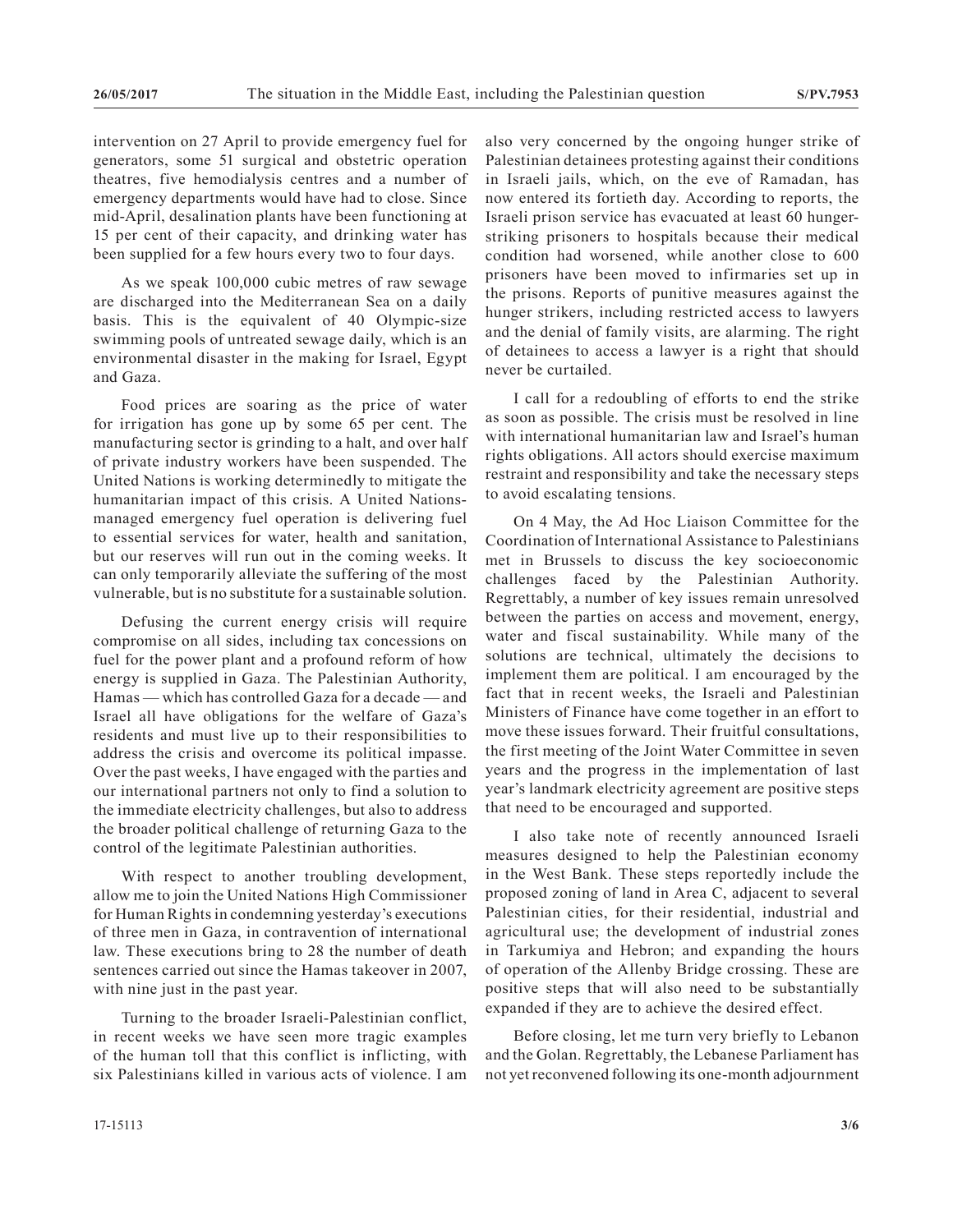intervention on 27 April to provide emergency fuel for generators, some 51 surgical and obstetric operation theatres, five hemodialysis centres and a number of emergency departments would have had to close. Since mid-April, desalination plants have been functioning at 15 per cent of their capacity, and drinking water has been supplied for a few hours every two to four days.

As we speak 100,000 cubic metres of raw sewage are discharged into the Mediterranean Sea on a daily basis. This is the equivalent of 40 Olympic-size swimming pools of untreated sewage daily, which is an environmental disaster in the making for Israel, Egypt and Gaza.

Food prices are soaring as the price of water for irrigation has gone up by some 65 per cent. The manufacturing sector is grinding to a halt, and over half of private industry workers have been suspended. The United Nations is working determinedly to mitigate the humanitarian impact of this crisis. A United Nations-managed emergency fuel operation is delivering fuel to essential services for water, health and sanitation, but our reserves will run out in the coming weeks. It can only temporarily alleviate the suffering of the most vulnerable, but is no substitute for a sustainable solution.

Defusing the current energy crisis will require compromise on all sides, including tax concessions on fuel for the power plant and a profound reform of how energy is supplied in Gaza. The Palestinian Authority, Hamas — which has controlled Gaza for a decade — and Israel all have obligations for the welfare of Gaza's residents and must live up to their responsibilities to address the crisis and overcome its political impasse. Over the past weeks, I have engaged with the parties and our international partners not only to find a solution to the immediate electricity challenges, but also to address the broader political challenge of returning Gaza to the control of the legitimate Palestinian authorities.

With respect to another troubling development, allow me to join the United Nations High Commissioner for Human Rights in condemning yesterday's executions of three men in Gaza, in contravention of international law. These executions bring to 28 the number of death sentences carried out since the Hamas takeover in 2007, with nine just in the past year.

Turning to the broader Israeli-Palestinian conflict, in recent weeks we have seen more tragic examples of the human toll that this conflict is inflicting, with six Palestinians killed in various acts of violence. I am also very concerned by the ongoing hunger strike of Palestinian detainees protesting against their conditions in Israeli jails, which, on the eve of Ramadan, has now entered its fortieth day. According to reports, the Israeli prison service has evacuated at least 60 hunger-striking prisoners to hospitals because their medical condition had worsened, while another close to 600 prisoners have been moved to infirmaries set up in the prisons. Reports of punitive measures against the hunger strikers, including restricted access to lawyers and the denial of family visits, are alarming. The right of detainees to access a lawyer is a right that should never be curtailed.

I call for a redoubling of efforts to end the strike as soon as possible. The crisis must be resolved in line with international humanitarian law and Israel's human rights obligations. All actors should exercise maximum restraint and responsibility and take the necessary steps to avoid escalating tensions.

On 4 May, the Ad Hoc Liaison Committee for the Coordination of International Assistance to Palestinians met in Brussels to discuss the key socioeconomic challenges faced by the Palestinian Authority. Regrettably, a number of key issues remain unresolved between the parties on access and movement, energy, water and fiscal sustainability. While many of the solutions are technical, ultimately the decisions to implement them are political. I am encouraged by the fact that in recent weeks, the Israeli and Palestinian Ministers of Finance have come together in an effort to move these issues forward. Their fruitful consultations, the first meeting of the Joint Water Committee in seven years and the progress in the implementation of last year's landmark electricity agreement are positive steps that need to be encouraged and supported.

I also take note of recently announced Israeli measures designed to help the Palestinian economy in the West Bank. These steps reportedly include the proposed zoning of land in Area C, adjacent to several Palestinian cities, for their residential, industrial and agricultural use; the development of industrial zones in Tarkumiya and Hebron; and expanding the hours of operation of the Allenby Bridge crossing. These are positive steps that will also need to be substantially expanded if they are to achieve the desired effect.

Before closing, let me turn very briefly to Lebanon and the Golan. Regrettably, the Lebanese Parliament has not yet reconvened following its one-month adjournment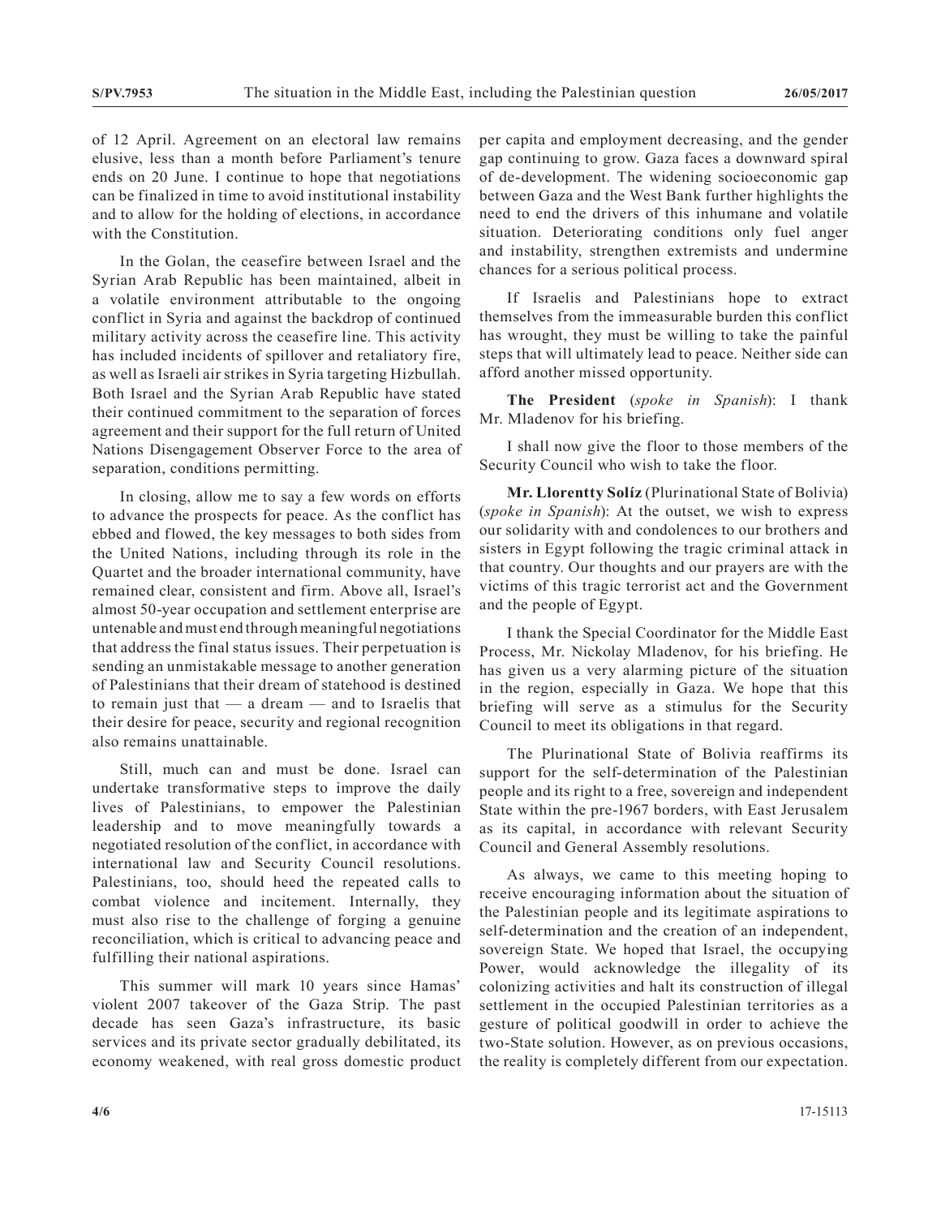of 12 April. Agreement on an electoral law remains elusive, less than a month before Parliament's tenure ends on 20 June. I continue to hope that negotiations can be finalized in time to avoid institutional instability and to allow for the holding of elections, in accordance with the Constitution.

In the Golan, the ceasefire between Israel and the Syrian Arab Republic has been maintained, albeit in a volatile environment attributable to the ongoing conflict in Syria and against the backdrop of continued military activity across the ceasefire line. This activity has included incidents of spillover and retaliatory fire, as well as Israeli air strikes in Syria targeting Hizbullah. Both Israel and the Syrian Arab Republic have stated their continued commitment to the separation of forces agreement and their support for the full return of United Nations Disengagement Observer Force to the area of separation, conditions permitting.

In closing, allow me to say a few words on efforts to advance the prospects for peace. As the conflict has ebbed and flowed, the key messages to both sides from the United Nations, including through its role in the Quartet and the broader international community, have remained clear, consistent and firm. Above all, Israel's almost 50-year occupation and settlement enterprise are untenable and must end through meaningful negotiations that address the final status issues. Their perpetuation is sending an unmistakable message to another generation of Palestinians that their dream of statehood is destined to remain just that — a dream — and to Israelis that their desire for peace, security and regional recognition also remains unattainable.

Still, much can and must be done. Israel can undertake transformative steps to improve the daily lives of Palestinians, to empower the Palestinian leadership and to move meaningfully towards a negotiated resolution of the conflict, in accordance with international law and Security Council resolutions. Palestinians, too, should heed the repeated calls to combat violence and incitement. Internally, they must also rise to the challenge of forging a genuine reconciliation, which is critical to advancing peace and fulfilling their national aspirations.

This summer will mark 10 years since Hamas' violent 2007 takeover of the Gaza Strip. The past decade has seen Gaza's infrastructure, its basic services and its private sector gradually debilitated, its economy weakened, with real gross domestic product per capita and employment decreasing, and the gender gap continuing to grow. Gaza faces a downward spiral of de-development. The widening socioeconomic gap between Gaza and the West Bank further highlights the need to end the drivers of this inhumane and volatile situation. Deteriorating conditions only fuel anger and instability, strengthen extremists and undermine chances for a serious political process.

If Israelis and Palestinians hope to extract themselves from the immeasurable burden this conflict has wrought, they must be willing to take the painful steps that will ultimately lead to peace. Neither side can afford another missed opportunity.

**The President** (*spoke in Spanish*): I thank Mr. Mladenov for his briefing.

I shall now give the floor to those members of the Security Council who wish to take the floor.

**Mr. Llorentty Solíz** (Plurinational State of Bolivia) (*spoke in Spanish*): At the outset, we wish to express our solidarity with and condolences to our brothers and sisters in Egypt following the tragic criminal attack in that country. Our thoughts and our prayers are with the victims of this tragic terrorist act and the Government and the people of Egypt.

I thank the Special Coordinator for the Middle East Process, Mr. Nickolay Mladenov, for his briefing. He has given us a very alarming picture of the situation in the region, especially in Gaza. We hope that this briefing will serve as a stimulus for the Security Council to meet its obligations in that regard.

The Plurinational State of Bolivia reaffirms its support for the self-determination of the Palestinian people and its right to a free, sovereign and independent State within the pre-1967 borders, with East Jerusalem as its capital, in accordance with relevant Security Council and General Assembly resolutions.

As always, we came to this meeting hoping to receive encouraging information about the situation of the Palestinian people and its legitimate aspirations to self-determination and the creation of an independent, sovereign State. We hoped that Israel, the occupying Power, would acknowledge the illegality of its colonizing activities and halt its construction of illegal settlement in the occupied Palestinian territories as a gesture of political goodwill in order to achieve the two-State solution. However, as on previous occasions, the reality is completely different from our expectation.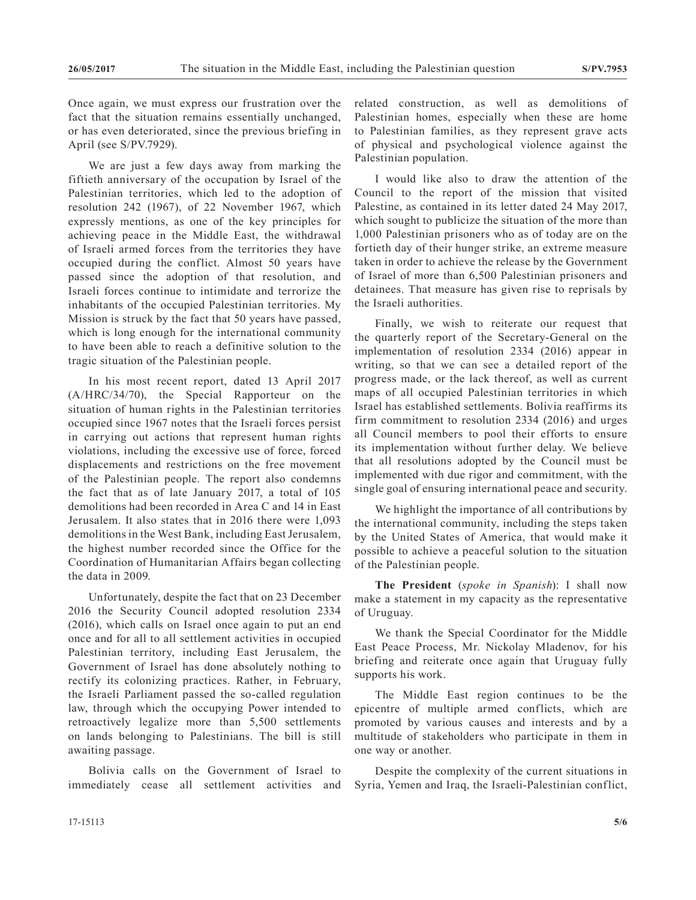Once again, we must express our frustration over the fact that the situation remains essentially unchanged, or has even deteriorated, since the previous briefing in April (see S/PV.7929).

We are just a few days away from marking the fiftieth anniversary of the occupation by Israel of the Palestinian territories, which led to the adoption of resolution 242 (1967), of 22 November 1967, which expressly mentions, as one of the key principles for achieving peace in the Middle East, the withdrawal of Israeli armed forces from the territories they have occupied during the conflict. Almost 50 years have passed since the adoption of that resolution, and Israeli forces continue to intimidate and terrorize the inhabitants of the occupied Palestinian territories. My Mission is struck by the fact that 50 years have passed, which is long enough for the international community to have been able to reach a definitive solution to the tragic situation of the Palestinian people.

In his most recent report, dated 13 April 2017 (A/HRC/34/70), the Special Rapporteur on the situation of human rights in the Palestinian territories occupied since 1967 notes that the Israeli forces persist in carrying out actions that represent human rights violations, including the excessive use of force, forced displacements and restrictions on the free movement of the Palestinian people. The report also condemns the fact that as of late January 2017, a total of 105 demolitions had been recorded in Area C and 14 in East Jerusalem. It also states that in 2016 there were 1,093 demolitions in the West Bank, including East Jerusalem, the highest number recorded since the Office for the Coordination of Humanitarian Affairs began collecting the data in 2009.

Unfortunately, despite the fact that on 23 December 2016 the Security Council adopted resolution 2334 (2016), which calls on Israel once again to put an end once and for all to all settlement activities in occupied Palestinian territory, including East Jerusalem, the Government of Israel has done absolutely nothing to rectify its colonizing practices. Rather, in February, the Israeli Parliament passed the so-called regulation law, through which the occupying Power intended to retroactively legalize more than 5,500 settlements on lands belonging to Palestinians. The bill is still awaiting passage.

Bolivia calls on the Government of Israel to immediately cease all settlement activities and related construction, as well as demolitions of Palestinian homes, especially when these are home to Palestinian families, as they represent grave acts of physical and psychological violence against the Palestinian population.

I would like also to draw the attention of the Council to the report of the mission that visited Palestine, as contained in its letter dated 24 May 2017, which sought to publicize the situation of the more than 1,000 Palestinian prisoners who as of today are on the fortieth day of their hunger strike, an extreme measure taken in order to achieve the release by the Government of Israel of more than 6,500 Palestinian prisoners and detainees. That measure has given rise to reprisals by the Israeli authorities.

Finally, we wish to reiterate our request that the quarterly report of the Secretary-General on the implementation of resolution 2334 (2016) appear in writing, so that we can see a detailed report of the progress made, or the lack thereof, as well as current maps of all occupied Palestinian territories in which Israel has established settlements. Bolivia reaffirms its firm commitment to resolution 2334 (2016) and urges all Council members to pool their efforts to ensure its implementation without further delay. We believe that all resolutions adopted by the Council must be implemented with due rigor and commitment, with the single goal of ensuring international peace and security.

We highlight the importance of all contributions by the international community, including the steps taken by the United States of America, that would make it possible to achieve a peaceful solution to the situation of the Palestinian people.

**The President** (*spoke in Spanish*): I shall now make a statement in my capacity as the representative of Uruguay.

We thank the Special Coordinator for the Middle East Peace Process, Mr. Nickolay Mladenov, for his briefing and reiterate once again that Uruguay fully supports his work.

The Middle East region continues to be the epicentre of multiple armed conflicts, which are promoted by various causes and interests and by a multitude of stakeholders who participate in them in one way or another.

Despite the complexity of the current situations in Syria, Yemen and Iraq, the Israeli-Palestinian conflict,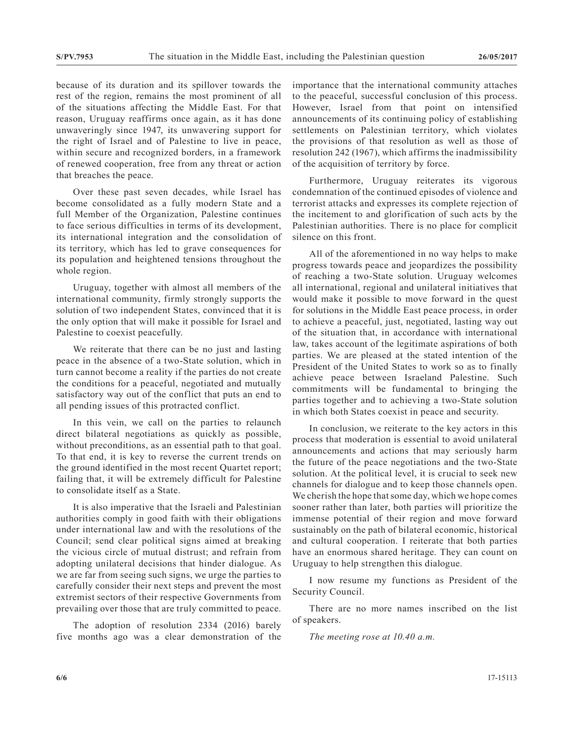because of its duration and its spillover towards the rest of the region, remains the most prominent of all of the situations affecting the Middle East. For that reason, Uruguay reaffirms once again, as it has done unwaveringly since 1947, its unwavering support for the right of Israel and of Palestine to live in peace, within secure and recognized borders, in a framework of renewed cooperation, free from any threat or action that breaches the peace.

Over these past seven decades, while Israel has become consolidated as a fully modern State and a full Member of the Organization, Palestine continues to face serious difficulties in terms of its development, its international integration and the consolidation of its territory, which has led to grave consequences for its population and heightened tensions throughout the whole region.

Uruguay, together with almost all members of the international community, firmly strongly supports the solution of two independent States, convinced that it is the only option that will make it possible for Israel and Palestine to coexist peacefully.

We reiterate that there can be no just and lasting peace in the absence of a two-State solution, which in turn cannot become a reality if the parties do not create the conditions for a peaceful, negotiated and mutually satisfactory way out of the conflict that puts an end to all pending issues of this protracted conflict.

In this vein, we call on the parties to relaunch direct bilateral negotiations as quickly as possible, without preconditions, as an essential path to that goal. To that end, it is key to reverse the current trends on the ground identified in the most recent Quartet report; failing that, it will be extremely difficult for Palestine to consolidate itself as a State.

It is also imperative that the Israeli and Palestinian authorities comply in good faith with their obligations under international law and with the resolutions of the Council; send clear political signs aimed at breaking the vicious circle of mutual distrust; and refrain from adopting unilateral decisions that hinder dialogue. As we are far from seeing such signs, we urge the parties to carefully consider their next steps and prevent the most extremist sectors of their respective Governments from prevailing over those that are truly committed to peace.

The adoption of resolution 2334 (2016) barely five months ago was a clear demonstration of the importance that the international community attaches to the peaceful, successful conclusion of this process. However, Israel from that point on intensified announcements of its continuing policy of establishing settlements on Palestinian territory, which violates the provisions of that resolution as well as those of resolution 242 (1967), which affirms the inadmissibility of the acquisition of territory by force.

Furthermore, Uruguay reiterates its vigorous condemnation of the continued episodes of violence and terrorist attacks and expresses its complete rejection of the incitement to and glorification of such acts by the Palestinian authorities. There is no place for complicit silence on this front.

All of the aforementioned in no way helps to make progress towards peace and jeopardizes the possibility of reaching a two-State solution. Uruguay welcomes all international, regional and unilateral initiatives that would make it possible to move forward in the quest for solutions in the Middle East peace process, in order to achieve a peaceful, just, negotiated, lasting way out of the situation that, in accordance with international law, takes account of the legitimate aspirations of both parties. We are pleased at the stated intention of the President of the United States to work so as to finally achieve peace between Israeland Palestine. Such commitments will be fundamental to bringing the parties together and to achieving a two-State solution in which both States coexist in peace and security.

In conclusion, we reiterate to the key actors in this process that moderation is essential to avoid unilateral announcements and actions that may seriously harm the future of the peace negotiations and the two-State solution. At the political level, it is crucial to seek new channels for dialogue and to keep those channels open. We cherish the hope that some day, which we hope comes sooner rather than later, both parties will prioritize the immense potential of their region and move forward sustainably on the path of bilateral economic, historical and cultural cooperation. I reiterate that both parties have an enormous shared heritage. They can count on Uruguay to help strengthen this dialogue.

I now resume my functions as President of the Security Council.

There are no more names inscribed on the list of speakers.

*The meeting rose at 10.40 a.m.*